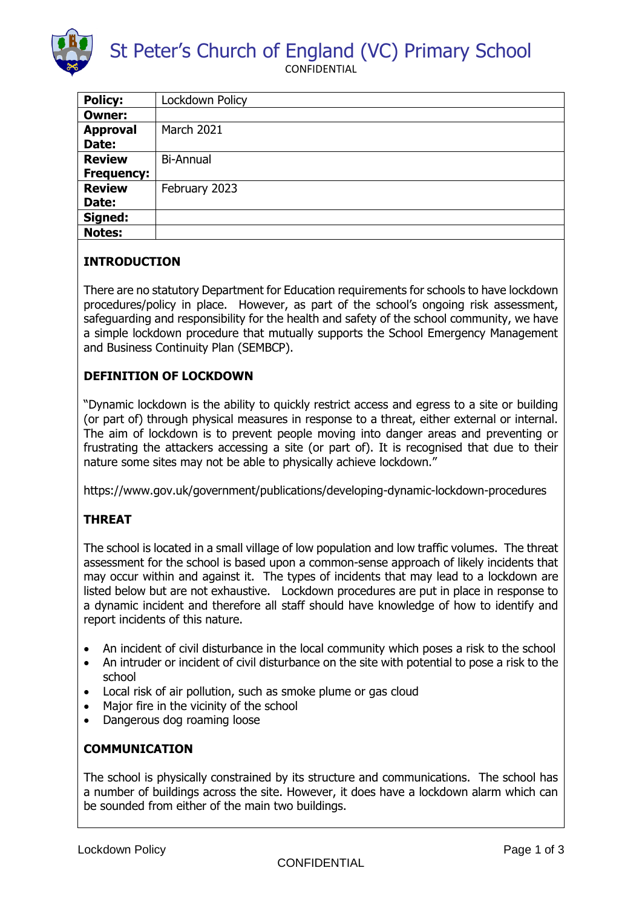# St Peter's Church of England (VC) Primary School

CONFIDENTIAL

| **Policy:** | Lockdown Policy |
|---|---|
| **Owner:** | |
| **Approval Date:** | March 2021 |
| **Review Frequency:** | Bi-Annual |
| **Review Date:** | February 2023 |
| **Signed:** | |
| **Notes:** | |

## INTRODUCTION

There are no statutory Department for Education requirements for schools to have lockdown procedures/policy in place. However, as part of the school's ongoing risk assessment, safeguarding and responsibility for the health and safety of the school community, we have a simple lockdown procedure that mutually supports the School Emergency Management and Business Continuity Plan (SEMBCP).

## DEFINITION OF LOCKDOWN

"Dynamic lockdown is the ability to quickly restrict access and egress to a site or building (or part of) through physical measures in response to a threat, either external or internal. The aim of lockdown is to prevent people moving into danger areas and preventing or frustrating the attackers accessing a site (or part of). It is recognised that due to their nature some sites may not be able to physically achieve lockdown."

https://www.gov.uk/government/publications/developing-dynamic-lockdown-procedures

## THREAT

The school is located in a small village of low population and low traffic volumes. The threat assessment for the school is based upon a common-sense approach of likely incidents that may occur within and against it. The types of incidents that may lead to a lockdown are listed below but are not exhaustive. Lockdown procedures are put in place in response to a dynamic incident and therefore all staff should have knowledge of how to identify and report incidents of this nature.

- An incident of civil disturbance in the local community which poses a risk to the school
- An intruder or incident of civil disturbance on the site with potential to pose a risk to the school
- Local risk of air pollution, such as smoke plume or gas cloud
- Major fire in the vicinity of the school
- Dangerous dog roaming loose

## COMMUNICATION

The school is physically constrained by its structure and communications. The school has a number of buildings across the site. However, it does have a lockdown alarm which can be sounded from either of the main two buildings.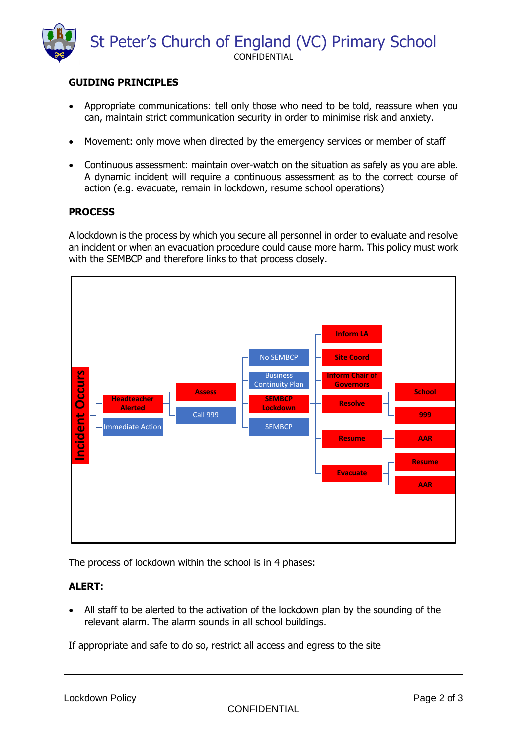**GUIDING PRINCIPLES**

- Appropriate communications: tell only those who need to be told, reassure when you can, maintain strict communication security in order to minimise risk and anxiety.
- Movement: only move when directed by the emergency services or member of staff
- Continuous assessment: maintain over-watch on the situation as safely as you are able. A dynamic incident will require a continuous assessment as to the correct course of action (e.g. evacuate, remain in lockdown, resume school operations)

**PROCESS**

A lockdown is the process by which you secure all personnel in order to evaluate and resolve an incident or when an evacuation procedure could cause more harm. This policy must work with the SEMBCP and therefore links to that process closely.

- Incident Occurs
  - Headteacher Alerted
    - Assess
    - Call 999
      - No SEMBCP
      - Business Continuity Plan
      - SEMBCP Lockdown
        - Inform LA
        - Site Coord
        - Inform Chair of Governors
        - Resolve
          - School
          - 999
        - Resume
          - AAR
        - Evacuate
          - Resume
          - AAR
      - SEMBCP
  - Immediate Action

The process of lockdown within the school is in 4 phases:

**ALERT:**

- All staff to be alerted to the activation of the lockdown plan by the sounding of the relevant alarm. The alarm sounds in all school buildings.

If appropriate and safe to do so, restrict all access and egress to the site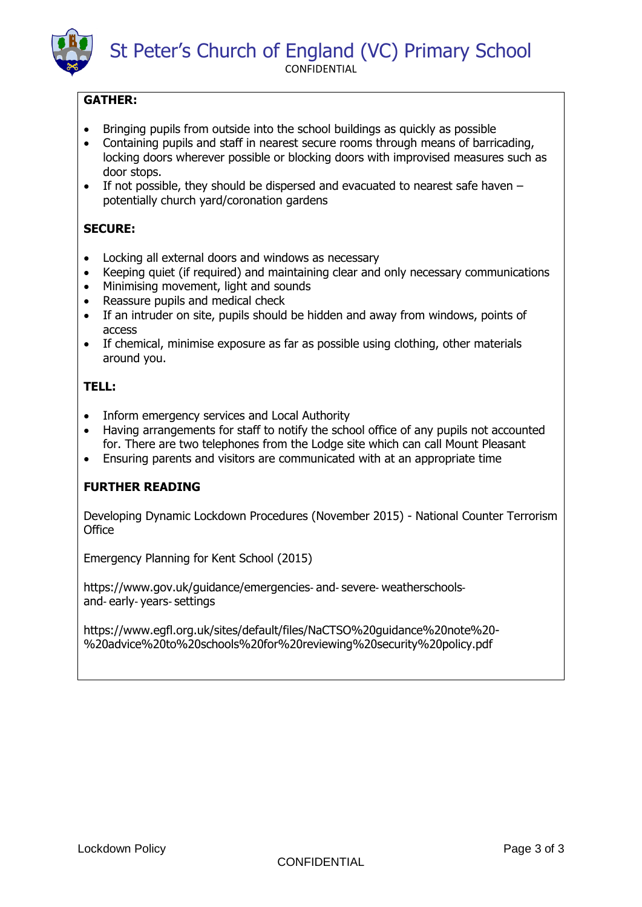**GATHER:**

- Bringing pupils from outside into the school buildings as quickly as possible
- Containing pupils and staff in nearest secure rooms through means of barricading, locking doors wherever possible or blocking doors with improvised measures such as door stops.
- If not possible, they should be dispersed and evacuated to nearest safe haven – potentially church yard/coronation gardens

**SECURE:**

- Locking all external doors and windows as necessary
- Keeping quiet (if required) and maintaining clear and only necessary communications
- Minimising movement, light and sounds
- Reassure pupils and medical check
- If an intruder on site, pupils should be hidden and away from windows, points of access
- If chemical, minimise exposure as far as possible using clothing, other materials around you.

**TELL:**

- Inform emergency services and Local Authority
- Having arrangements for staff to notify the school office of any pupils not accounted for. There are two telephones from the Lodge site which can call Mount Pleasant
- Ensuring parents and visitors are communicated with at an appropriate time

**FURTHER READING**

Developing Dynamic Lockdown Procedures (November 2015) - National Counter Terrorism Office

Emergency Planning for Kent School (2015)

https://www.gov.uk/guidance/emergencies-and-severe-weatherschools-and-early-years-settings

https://www.egfl.org.uk/sites/default/files/NaCTSO%20guidance%20note%20-%20advice%20to%20schools%20for%20reviewing%20security%20policy.pdf